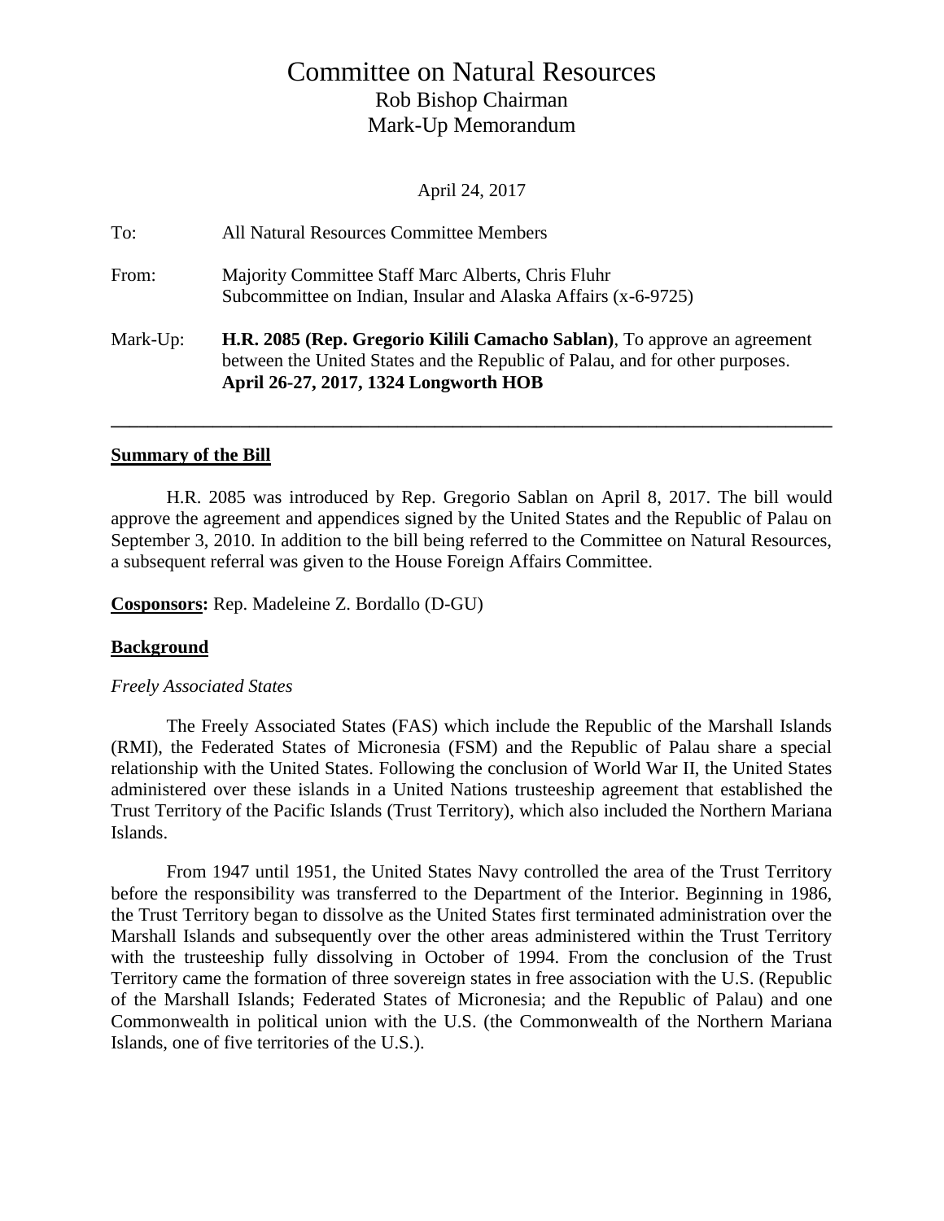# Committee on Natural Resources

Rob Bishop Chairman
Mark-Up Memorandum

April 24, 2017

To: All Natural Resources Committee Members

From: Majority Committee Staff Marc Alberts, Chris Fluhr
Subcommittee on Indian, Insular and Alaska Affairs (x-6-9725)

Mark-Up: **H.R. 2085 (Rep. Gregorio Kilili Camacho Sablan)**, To approve an agreement between the United States and the Republic of Palau, and for other purposes.
**April 26-27, 2017, 1324 Longworth HOB**

---

## Summary of the Bill

H.R. 2085 was introduced by Rep. Gregorio Sablan on April 8, 2017. The bill would approve the agreement and appendices signed by the United States and the Republic of Palau on September 3, 2010. In addition to the bill being referred to the Committee on Natural Resources, a subsequent referral was given to the House Foreign Affairs Committee.

**Cosponsors:** Rep. Madeleine Z. Bordallo (D-GU)

## Background

*Freely Associated States*

The Freely Associated States (FAS) which include the Republic of the Marshall Islands (RMI), the Federated States of Micronesia (FSM) and the Republic of Palau share a special relationship with the United States. Following the conclusion of World War II, the United States administered over these islands in a United Nations trusteeship agreement that established the Trust Territory of the Pacific Islands (Trust Territory), which also included the Northern Mariana Islands.

From 1947 until 1951, the United States Navy controlled the area of the Trust Territory before the responsibility was transferred to the Department of the Interior. Beginning in 1986, the Trust Territory began to dissolve as the United States first terminated administration over the Marshall Islands and subsequently over the other areas administered within the Trust Territory with the trusteeship fully dissolving in October of 1994. From the conclusion of the Trust Territory came the formation of three sovereign states in free association with the U.S. (Republic of the Marshall Islands; Federated States of Micronesia; and the Republic of Palau) and one Commonwealth in political union with the U.S. (the Commonwealth of the Northern Mariana Islands, one of five territories of the U.S.).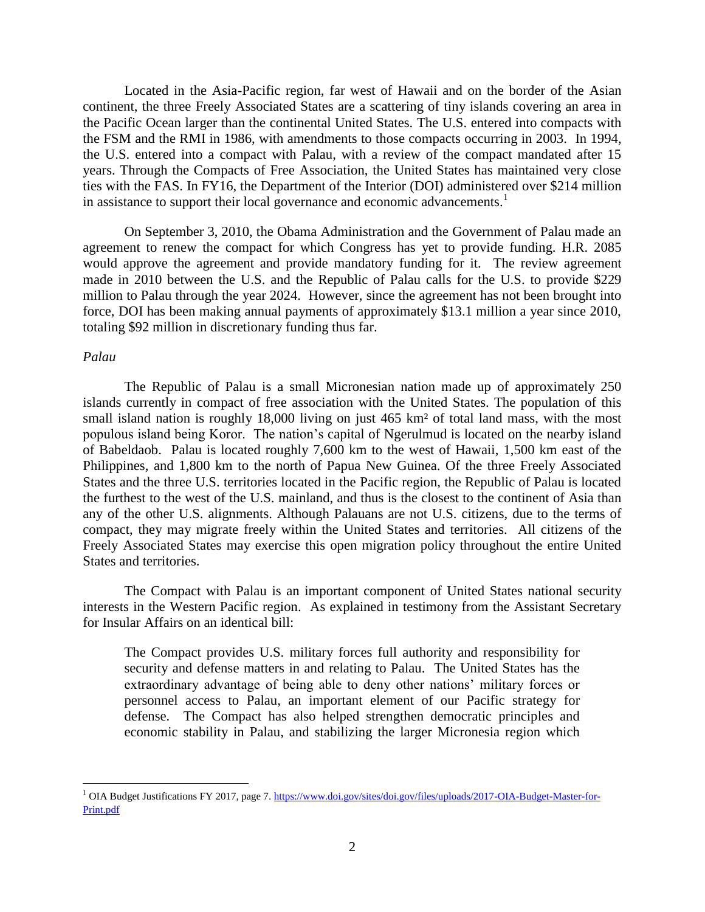Located in the Asia-Pacific region, far west of Hawaii and on the border of the Asian continent, the three Freely Associated States are a scattering of tiny islands covering an area in the Pacific Ocean larger than the continental United States. The U.S. entered into compacts with the FSM and the RMI in 1986, with amendments to those compacts occurring in 2003. In 1994, the U.S. entered into a compact with Palau, with a review of the compact mandated after 15 years. Through the Compacts of Free Association, the United States has maintained very close ties with the FAS. In FY16, the Department of the Interior (DOI) administered over $214 million in assistance to support their local governance and economic advancements.[1]

On September 3, 2010, the Obama Administration and the Government of Palau made an agreement to renew the compact for which Congress has yet to provide funding. H.R. 2085 would approve the agreement and provide mandatory funding for it. The review agreement made in 2010 between the U.S. and the Republic of Palau calls for the U.S. to provide $229 million to Palau through the year 2024. However, since the agreement has not been brought into force, DOI has been making annual payments of approximately $13.1 million a year since 2010, totaling $92 million in discretionary funding thus far.

*Palau*

The Republic of Palau is a small Micronesian nation made up of approximately 250 islands currently in compact of free association with the United States. The population of this small island nation is roughly 18,000 living on just 465 km² of total land mass, with the most populous island being Koror. The nation's capital of Ngerulmud is located on the nearby island of Babeldaob. Palau is located roughly 7,600 km to the west of Hawaii, 1,500 km east of the Philippines, and 1,800 km to the north of Papua New Guinea. Of the three Freely Associated States and the three U.S. territories located in the Pacific region, the Republic of Palau is located the furthest to the west of the U.S. mainland, and thus is the closest to the continent of Asia than any of the other U.S. alignments. Although Palauans are not U.S. citizens, due to the terms of compact, they may migrate freely within the United States and territories. All citizens of the Freely Associated States may exercise this open migration policy throughout the entire United States and territories.

The Compact with Palau is an important component of United States national security interests in the Western Pacific region. As explained in testimony from the Assistant Secretary for Insular Affairs on an identical bill:

> The Compact provides U.S. military forces full authority and responsibility for security and defense matters in and relating to Palau. The United States has the extraordinary advantage of being able to deny other nations' military forces or personnel access to Palau, an important element of our Pacific strategy for defense. The Compact has also helped strengthen democratic principles and economic stability in Palau, and stabilizing the larger Micronesia region which

---

[1] OIA Budget Justifications FY 2017, page 7. https://www.doi.gov/sites/doi.gov/files/uploads/2017-OIA-Budget-Master-for-Print.pdf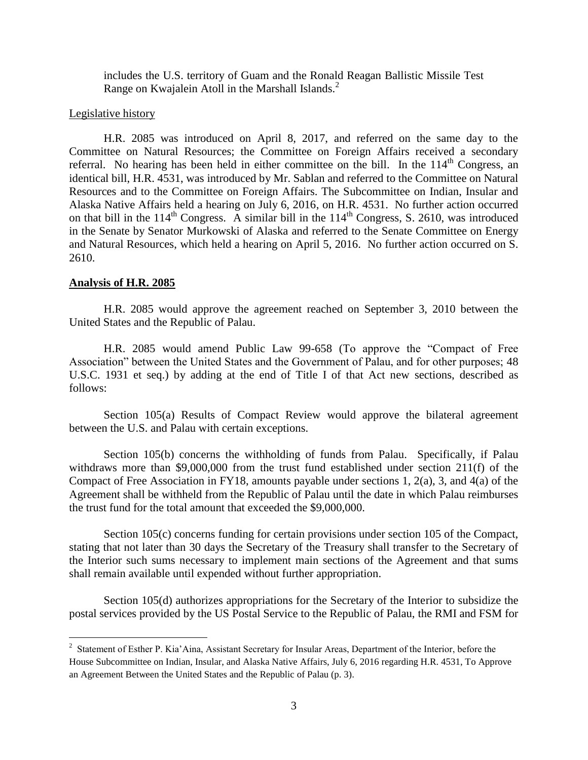includes the U.S. territory of Guam and the Ronald Reagan Ballistic Missile Test Range on Kwajalein Atoll in the Marshall Islands.[2]

Legislative history

H.R. 2085 was introduced on April 8, 2017, and referred on the same day to the Committee on Natural Resources; the Committee on Foreign Affairs received a secondary referral. No hearing has been held in either committee on the bill. In the 114[th] Congress, an identical bill, H.R. 4531, was introduced by Mr. Sablan and referred to the Committee on Natural Resources and to the Committee on Foreign Affairs. The Subcommittee on Indian, Insular and Alaska Native Affairs held a hearing on July 6, 2016, on H.R. 4531. No further action occurred on that bill in the 114[th] Congress. A similar bill in the 114[th] Congress, S. 2610, was introduced in the Senate by Senator Murkowski of Alaska and referred to the Senate Committee on Energy and Natural Resources, which held a hearing on April 5, 2016. No further action occurred on S. 2610.

## Analysis of H.R. 2085

H.R. 2085 would approve the agreement reached on September 3, 2010 between the United States and the Republic of Palau.

H.R. 2085 would amend Public Law 99-658 (To approve the "Compact of Free Association" between the United States and the Government of Palau, and for other purposes; 48 U.S.C. 1931 et seq.) by adding at the end of Title I of that Act new sections, described as follows:

Section 105(a) Results of Compact Review would approve the bilateral agreement between the U.S. and Palau with certain exceptions.

Section 105(b) concerns the withholding of funds from Palau. Specifically, if Palau withdraws more than $9,000,000 from the trust fund established under section 211(f) of the Compact of Free Association in FY18, amounts payable under sections 1, 2(a), 3, and 4(a) of the Agreement shall be withheld from the Republic of Palau until the date in which Palau reimburses the trust fund for the total amount that exceeded the $9,000,000.

Section 105(c) concerns funding for certain provisions under section 105 of the Compact, stating that not later than 30 days the Secretary of the Treasury shall transfer to the Secretary of the Interior such sums necessary to implement main sections of the Agreement and that sums shall remain available until expended without further appropriation.

Section 105(d) authorizes appropriations for the Secretary of the Interior to subsidize the postal services provided by the US Postal Service to the Republic of Palau, the RMI and FSM for

[2] Statement of Esther P. Kia'Aina, Assistant Secretary for Insular Areas, Department of the Interior, before the House Subcommittee on Indian, Insular, and Alaska Native Affairs, July 6, 2016 regarding H.R. 4531, To Approve an Agreement Between the United States and the Republic of Palau (p. 3).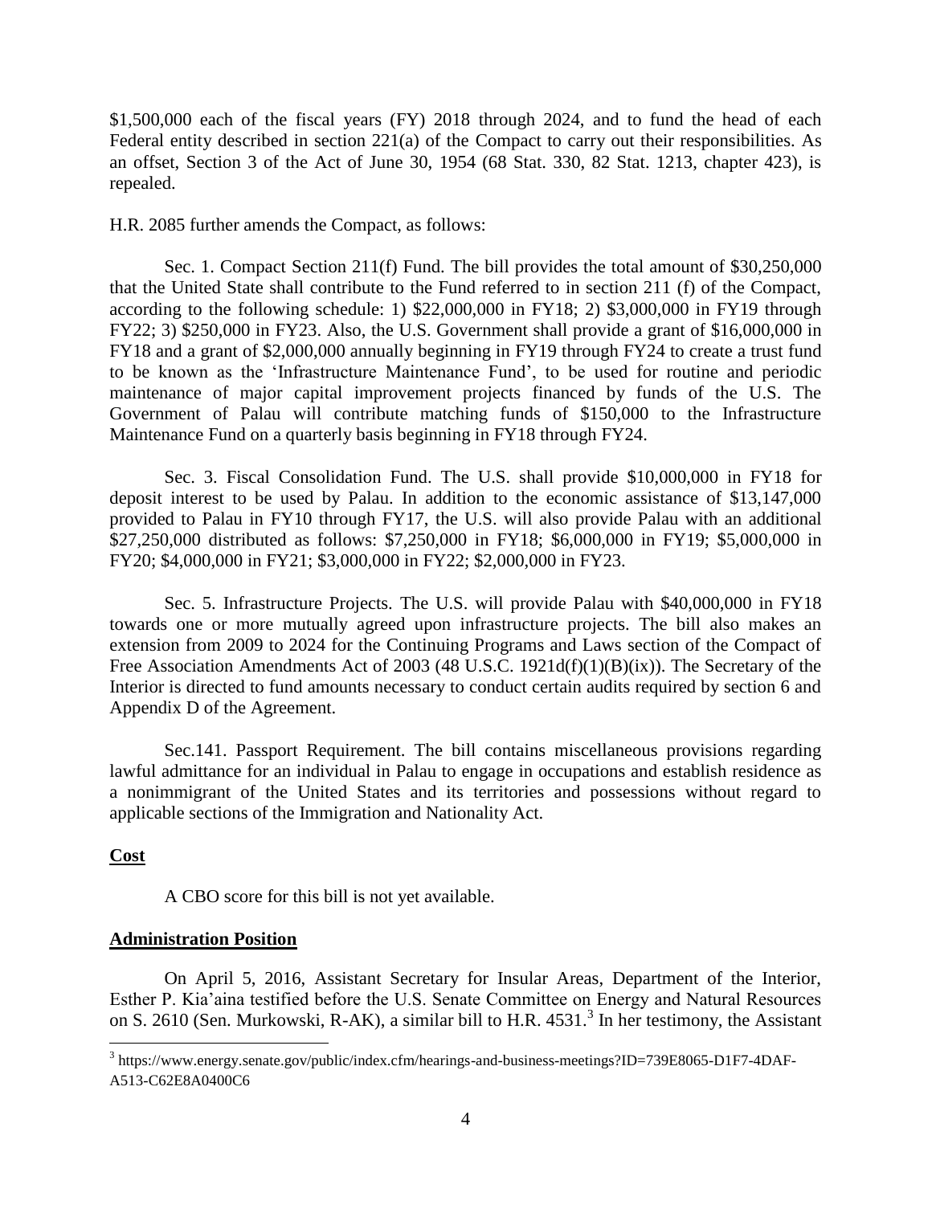$1,500,000 each of the fiscal years (FY) 2018 through 2024, and to fund the head of each Federal entity described in section 221(a) of the Compact to carry out their responsibilities. As an offset, Section 3 of the Act of June 30, 1954 (68 Stat. 330, 82 Stat. 1213, chapter 423), is repealed.

H.R. 2085 further amends the Compact, as follows:

Sec. 1. Compact Section 211(f) Fund. The bill provides the total amount of $30,250,000 that the United State shall contribute to the Fund referred to in section 211 (f) of the Compact, according to the following schedule: 1) $22,000,000 in FY18; 2) $3,000,000 in FY19 through FY22; 3) $250,000 in FY23. Also, the U.S. Government shall provide a grant of $16,000,000 in FY18 and a grant of $2,000,000 annually beginning in FY19 through FY24 to create a trust fund to be known as the 'Infrastructure Maintenance Fund', to be used for routine and periodic maintenance of major capital improvement projects financed by funds of the U.S. The Government of Palau will contribute matching funds of $150,000 to the Infrastructure Maintenance Fund on a quarterly basis beginning in FY18 through FY24.

Sec. 3. Fiscal Consolidation Fund. The U.S. shall provide $10,000,000 in FY18 for deposit interest to be used by Palau. In addition to the economic assistance of $13,147,000 provided to Palau in FY10 through FY17, the U.S. will also provide Palau with an additional $27,250,000 distributed as follows: $7,250,000 in FY18; $6,000,000 in FY19; $5,000,000 in FY20; $4,000,000 in FY21; $3,000,000 in FY22; $2,000,000 in FY23.

Sec. 5. Infrastructure Projects. The U.S. will provide Palau with $40,000,000 in FY18 towards one or more mutually agreed upon infrastructure projects. The bill also makes an extension from 2009 to 2024 for the Continuing Programs and Laws section of the Compact of Free Association Amendments Act of 2003 (48 U.S.C. 1921d(f)(1)(B)(ix)). The Secretary of the Interior is directed to fund amounts necessary to conduct certain audits required by section 6 and Appendix D of the Agreement.

Sec.141. Passport Requirement. The bill contains miscellaneous provisions regarding lawful admittance for an individual in Palau to engage in occupations and establish residence as a nonimmigrant of the United States and its territories and possessions without regard to applicable sections of the Immigration and Nationality Act.

## Cost

A CBO score for this bill is not yet available.

## Administration Position

On April 5, 2016, Assistant Secretary for Insular Areas, Department of the Interior, Esther P. Kia'aina testified before the U.S. Senate Committee on Energy and Natural Resources on S. 2610 (Sen. Murkowski, R-AK), a similar bill to H.R. 4531.[3] In her testimony, the Assistant

[3] https://www.energy.senate.gov/public/index.cfm/hearings-and-business-meetings?ID=739E8065-D1F7-4DAF-A513-C62E8A0400C6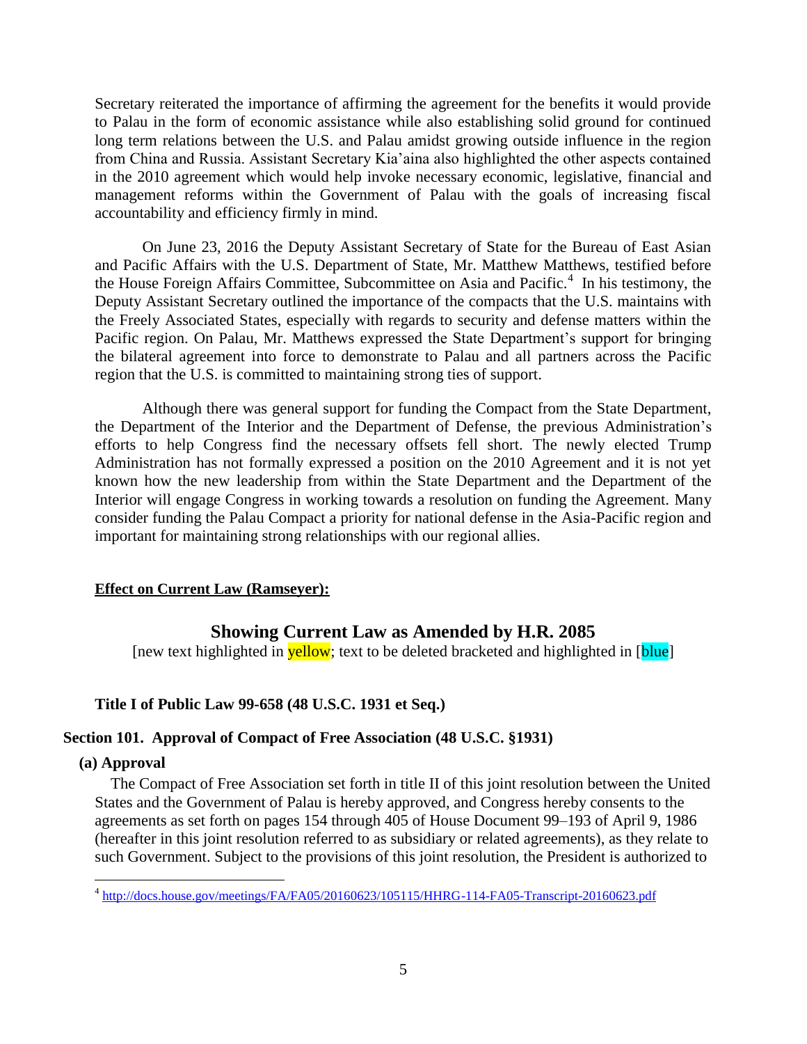Secretary reiterated the importance of affirming the agreement for the benefits it would provide to Palau in the form of economic assistance while also establishing solid ground for continued long term relations between the U.S. and Palau amidst growing outside influence in the region from China and Russia. Assistant Secretary Kia'aina also highlighted the other aspects contained in the 2010 agreement which would help invoke necessary economic, legislative, financial and management reforms within the Government of Palau with the goals of increasing fiscal accountability and efficiency firmly in mind.

On June 23, 2016 the Deputy Assistant Secretary of State for the Bureau of East Asian and Pacific Affairs with the U.S. Department of State, Mr. Matthew Matthews, testified before the House Foreign Affairs Committee, Subcommittee on Asia and Pacific.[4] In his testimony, the Deputy Assistant Secretary outlined the importance of the compacts that the U.S. maintains with the Freely Associated States, especially with regards to security and defense matters within the Pacific region. On Palau, Mr. Matthews expressed the State Department's support for bringing the bilateral agreement into force to demonstrate to Palau and all partners across the Pacific region that the U.S. is committed to maintaining strong ties of support.

Although there was general support for funding the Compact from the State Department, the Department of the Interior and the Department of Defense, the previous Administration's efforts to help Congress find the necessary offsets fell short. The newly elected Trump Administration has not formally expressed a position on the 2010 Agreement and it is not yet known how the new leadership from within the State Department and the Department of the Interior will engage Congress in working towards a resolution on funding the Agreement. Many consider funding the Palau Compact a priority for national defense in the Asia-Pacific region and important for maintaining strong relationships with our regional allies.

**Effect on Current Law (Ramseyer):**

## Showing Current Law as Amended by H.R. 2085

[new text highlighted in yellow; text to be deleted bracketed and highlighted in [blue]

**Title I of Public Law 99-658 (48 U.S.C. 1931 et Seq.)**

**Section 101. Approval of Compact of Free Association (48 U.S.C. §1931)**

**(a) Approval**

The Compact of Free Association set forth in title II of this joint resolution between the United States and the Government of Palau is hereby approved, and Congress hereby consents to the agreements as set forth on pages 154 through 405 of House Document 99–193 of April 9, 1986 (hereafter in this joint resolution referred to as subsidiary or related agreements), as they relate to such Government. Subject to the provisions of this joint resolution, the President is authorized to

[4] http://docs.house.gov/meetings/FA/FA05/20160623/105115/HHRG-114-FA05-Transcript-20160623.pdf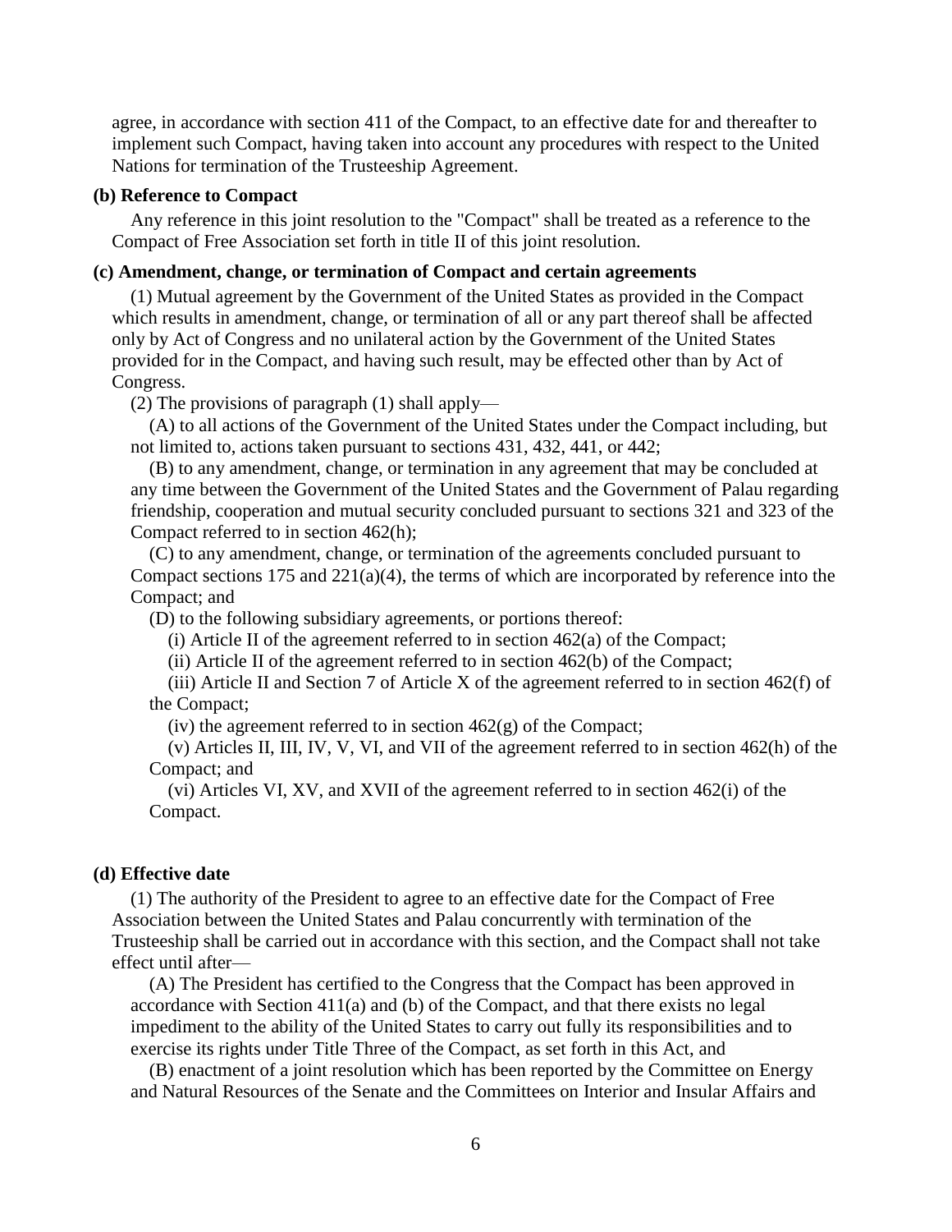agree, in accordance with section 411 of the Compact, to an effective date for and thereafter to implement such Compact, having taken into account any procedures with respect to the United Nations for termination of the Trusteeship Agreement.

**(b) Reference to Compact**

Any reference in this joint resolution to the "Compact" shall be treated as a reference to the Compact of Free Association set forth in title II of this joint resolution.

**(c) Amendment, change, or termination of Compact and certain agreements**

(1) Mutual agreement by the Government of the United States as provided in the Compact which results in amendment, change, or termination of all or any part thereof shall be affected only by Act of Congress and no unilateral action by the Government of the United States provided for in the Compact, and having such result, may be effected other than by Act of Congress.

(2) The provisions of paragraph (1) shall apply—

(A) to all actions of the Government of the United States under the Compact including, but not limited to, actions taken pursuant to sections 431, 432, 441, or 442;

(B) to any amendment, change, or termination in any agreement that may be concluded at any time between the Government of the United States and the Government of Palau regarding friendship, cooperation and mutual security concluded pursuant to sections 321 and 323 of the Compact referred to in section 462(h);

(C) to any amendment, change, or termination of the agreements concluded pursuant to Compact sections 175 and 221(a)(4), the terms of which are incorporated by reference into the Compact; and

(D) to the following subsidiary agreements, or portions thereof:

(i) Article II of the agreement referred to in section 462(a) of the Compact;

(ii) Article II of the agreement referred to in section 462(b) of the Compact;

(iii) Article II and Section 7 of Article X of the agreement referred to in section 462(f) of the Compact;

(iv) the agreement referred to in section 462(g) of the Compact;

(v) Articles II, III, IV, V, VI, and VII of the agreement referred to in section 462(h) of the Compact; and

(vi) Articles VI, XV, and XVII of the agreement referred to in section 462(i) of the Compact.

**(d) Effective date**

(1) The authority of the President to agree to an effective date for the Compact of Free Association between the United States and Palau concurrently with termination of the Trusteeship shall be carried out in accordance with this section, and the Compact shall not take effect until after—

(A) The President has certified to the Congress that the Compact has been approved in accordance with Section 411(a) and (b) of the Compact, and that there exists no legal impediment to the ability of the United States to carry out fully its responsibilities and to exercise its rights under Title Three of the Compact, as set forth in this Act, and

(B) enactment of a joint resolution which has been reported by the Committee on Energy and Natural Resources of the Senate and the Committees on Interior and Insular Affairs and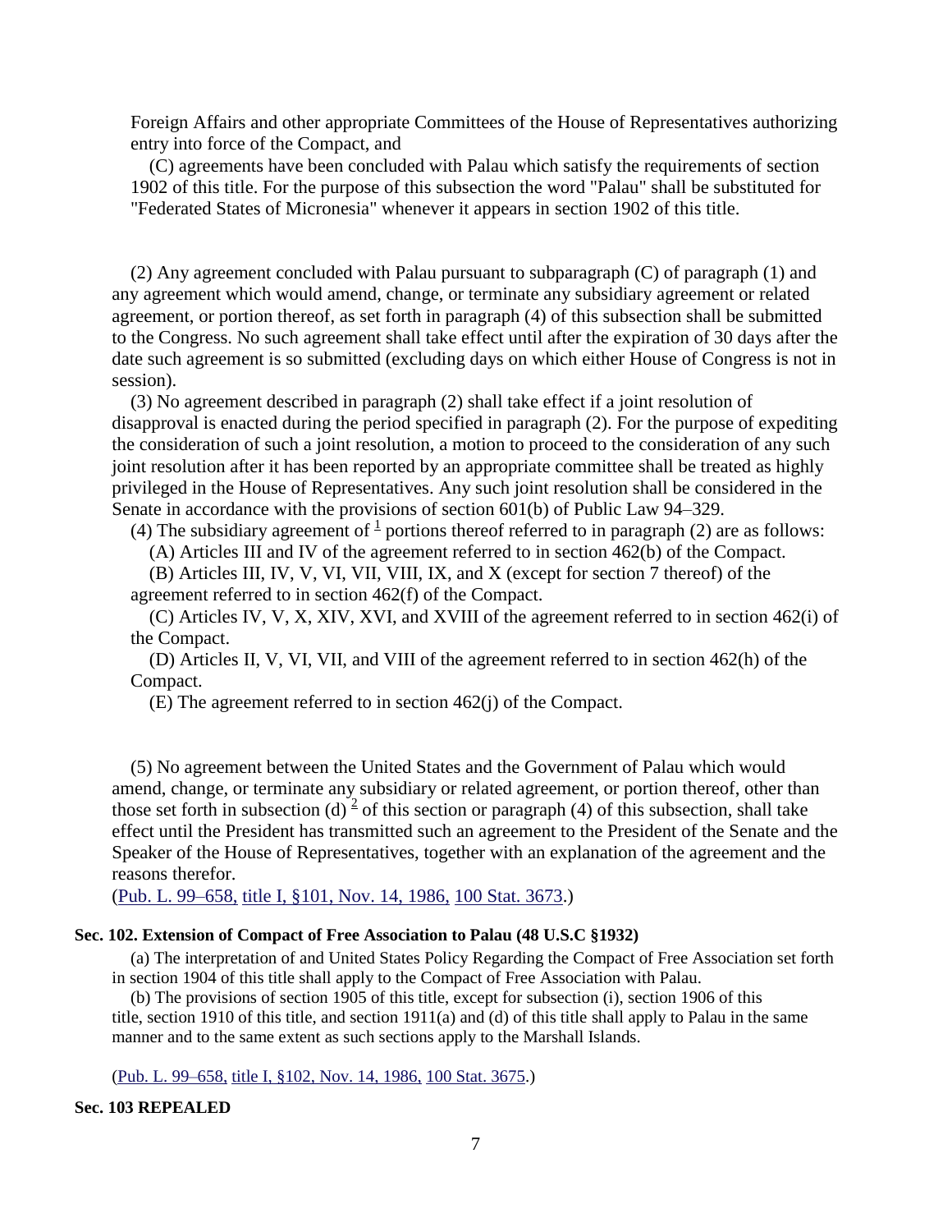Foreign Affairs and other appropriate Committees of the House of Representatives authorizing entry into force of the Compact, and

(C) agreements have been concluded with Palau which satisfy the requirements of section 1902 of this title. For the purpose of this subsection the word "Palau" shall be substituted for "Federated States of Micronesia" whenever it appears in section 1902 of this title.

(2) Any agreement concluded with Palau pursuant to subparagraph (C) of paragraph (1) and any agreement which would amend, change, or terminate any subsidiary agreement or related agreement, or portion thereof, as set forth in paragraph (4) of this subsection shall be submitted to the Congress. No such agreement shall take effect until after the expiration of 30 days after the date such agreement is so submitted (excluding days on which either House of Congress is not in session).

(3) No agreement described in paragraph (2) shall take effect if a joint resolution of disapproval is enacted during the period specified in paragraph (2). For the purpose of expediting the consideration of such a joint resolution, a motion to proceed to the consideration of any such joint resolution after it has been reported by an appropriate committee shall be treated as highly privileged in the House of Representatives. Any such joint resolution shall be considered in the Senate in accordance with the provisions of section 601(b) of Public Law 94–329.

(4) The subsidiary agreement of [1] portions thereof referred to in paragraph (2) are as follows:

(A) Articles III and IV of the agreement referred to in section 462(b) of the Compact.

(B) Articles III, IV, V, VI, VII, VIII, IX, and X (except for section 7 thereof) of the agreement referred to in section 462(f) of the Compact.

(C) Articles IV, V, X, XIV, XVI, and XVIII of the agreement referred to in section 462(i) of the Compact.

(D) Articles II, V, VI, VII, and VIII of the agreement referred to in section 462(h) of the Compact.

(E) The agreement referred to in section 462(j) of the Compact.

(5) No agreement between the United States and the Government of Palau which would amend, change, or terminate any subsidiary or related agreement, or portion thereof, other than those set forth in subsection (d) [2] of this section or paragraph (4) of this subsection, shall take effect until the President has transmitted such an agreement to the President of the Senate and the Speaker of the House of Representatives, together with an explanation of the agreement and the reasons therefor.

(Pub. L. 99–658, title I, §101, Nov. 14, 1986, 100 Stat. 3673.)

**Sec. 102. Extension of Compact of Free Association to Palau (48 U.S.C §1932)**

(a) The interpretation of and United States Policy Regarding the Compact of Free Association set forth in section 1904 of this title shall apply to the Compact of Free Association with Palau.

(b) The provisions of section 1905 of this title, except for subsection (i), section 1906 of this title, section 1910 of this title, and section 1911(a) and (d) of this title shall apply to Palau in the same manner and to the same extent as such sections apply to the Marshall Islands.

(Pub. L. 99–658, title I, §102, Nov. 14, 1986, 100 Stat. 3675.)

**Sec. 103 REPEALED**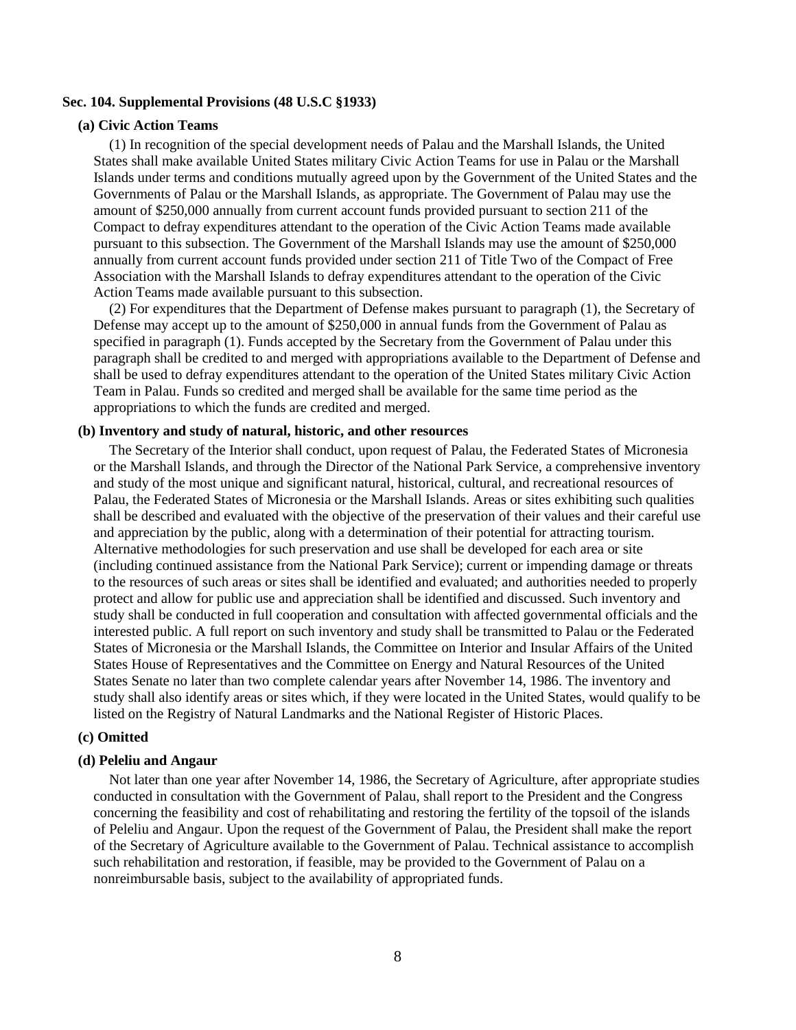### Sec. 104. Supplemental Provisions (48 U.S.C §1933)

#### (a) Civic Action Teams

(1) In recognition of the special development needs of Palau and the Marshall Islands, the United States shall make available United States military Civic Action Teams for use in Palau or the Marshall Islands under terms and conditions mutually agreed upon by the Government of the United States and the Governments of Palau or the Marshall Islands, as appropriate. The Government of Palau may use the amount of $250,000 annually from current account funds provided pursuant to section 211 of the Compact to defray expenditures attendant to the operation of the Civic Action Teams made available pursuant to this subsection. The Government of the Marshall Islands may use the amount of $250,000 annually from current account funds provided under section 211 of Title Two of the Compact of Free Association with the Marshall Islands to defray expenditures attendant to the operation of the Civic Action Teams made available pursuant to this subsection.

(2) For expenditures that the Department of Defense makes pursuant to paragraph (1), the Secretary of Defense may accept up to the amount of $250,000 in annual funds from the Government of Palau as specified in paragraph (1). Funds accepted by the Secretary from the Government of Palau under this paragraph shall be credited to and merged with appropriations available to the Department of Defense and shall be used to defray expenditures attendant to the operation of the United States military Civic Action Team in Palau. Funds so credited and merged shall be available for the same time period as the appropriations to which the funds are credited and merged.

#### (b) Inventory and study of natural, historic, and other resources

The Secretary of the Interior shall conduct, upon request of Palau, the Federated States of Micronesia or the Marshall Islands, and through the Director of the National Park Service, a comprehensive inventory and study of the most unique and significant natural, historical, cultural, and recreational resources of Palau, the Federated States of Micronesia or the Marshall Islands. Areas or sites exhibiting such qualities shall be described and evaluated with the objective of the preservation of their values and their careful use and appreciation by the public, along with a determination of their potential for attracting tourism. Alternative methodologies for such preservation and use shall be developed for each area or site (including continued assistance from the National Park Service); current or impending damage or threats to the resources of such areas or sites shall be identified and evaluated; and authorities needed to properly protect and allow for public use and appreciation shall be identified and discussed. Such inventory and study shall be conducted in full cooperation and consultation with affected governmental officials and the interested public. A full report on such inventory and study shall be transmitted to Palau or the Federated States of Micronesia or the Marshall Islands, the Committee on Interior and Insular Affairs of the United States House of Representatives and the Committee on Energy and Natural Resources of the United States Senate no later than two complete calendar years after November 14, 1986. The inventory and study shall also identify areas or sites which, if they were located in the United States, would qualify to be listed on the Registry of Natural Landmarks and the National Register of Historic Places.

#### (c) Omitted

#### (d) Peleliu and Angaur

Not later than one year after November 14, 1986, the Secretary of Agriculture, after appropriate studies conducted in consultation with the Government of Palau, shall report to the President and the Congress concerning the feasibility and cost of rehabilitating and restoring the fertility of the topsoil of the islands of Peleliu and Angaur. Upon the request of the Government of Palau, the President shall make the report of the Secretary of Agriculture available to the Government of Palau. Technical assistance to accomplish such rehabilitation and restoration, if feasible, may be provided to the Government of Palau on a nonreimbursable basis, subject to the availability of appropriated funds.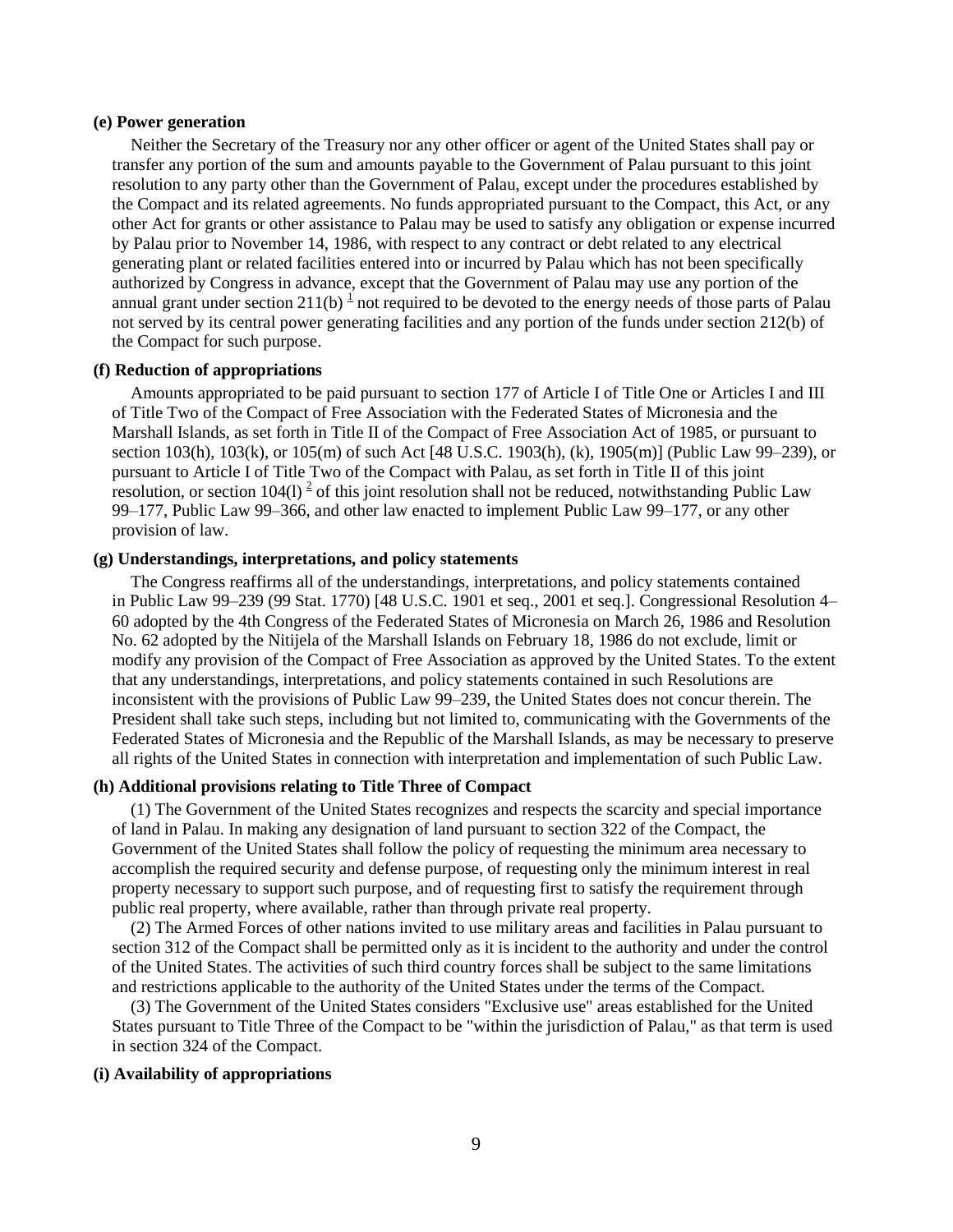**(e) Power generation**

Neither the Secretary of the Treasury nor any other officer or agent of the United States shall pay or transfer any portion of the sum and amounts payable to the Government of Palau pursuant to this joint resolution to any party other than the Government of Palau, except under the procedures established by the Compact and its related agreements. No funds appropriated pursuant to the Compact, this Act, or any other Act for grants or other assistance to Palau may be used to satisfy any obligation or expense incurred by Palau prior to November 14, 1986, with respect to any contract or debt related to any electrical generating plant or related facilities entered into or incurred by Palau which has not been specifically authorized by Congress in advance, except that the Government of Palau may use any portion of the annual grant under section 211(b) [1] not required to be devoted to the energy needs of those parts of Palau not served by its central power generating facilities and any portion of the funds under section 212(b) of the Compact for such purpose.

**(f) Reduction of appropriations**

Amounts appropriated to be paid pursuant to section 177 of Article I of Title One or Articles I and III of Title Two of the Compact of Free Association with the Federated States of Micronesia and the Marshall Islands, as set forth in Title II of the Compact of Free Association Act of 1985, or pursuant to section 103(h), 103(k), or 105(m) of such Act [48 U.S.C. 1903(h), (k), 1905(m)] (Public Law 99–239), or pursuant to Article I of Title Two of the Compact with Palau, as set forth in Title II of this joint resolution, or section 104(l) [2] of this joint resolution shall not be reduced, notwithstanding Public Law 99–177, Public Law 99–366, and other law enacted to implement Public Law 99–177, or any other provision of law.

**(g) Understandings, interpretations, and policy statements**

The Congress reaffirms all of the understandings, interpretations, and policy statements contained in Public Law 99–239 (99 Stat. 1770) [48 U.S.C. 1901 et seq., 2001 et seq.]. Congressional Resolution 4–60 adopted by the 4th Congress of the Federated States of Micronesia on March 26, 1986 and Resolution No. 62 adopted by the Nitijela of the Marshall Islands on February 18, 1986 do not exclude, limit or modify any provision of the Compact of Free Association as approved by the United States. To the extent that any understandings, interpretations, and policy statements contained in such Resolutions are inconsistent with the provisions of Public Law 99–239, the United States does not concur therein. The President shall take such steps, including but not limited to, communicating with the Governments of the Federated States of Micronesia and the Republic of the Marshall Islands, as may be necessary to preserve all rights of the United States in connection with interpretation and implementation of such Public Law.

**(h) Additional provisions relating to Title Three of Compact**

(1) The Government of the United States recognizes and respects the scarcity and special importance of land in Palau. In making any designation of land pursuant to section 322 of the Compact, the Government of the United States shall follow the policy of requesting the minimum area necessary to accomplish the required security and defense purpose, of requesting only the minimum interest in real property necessary to support such purpose, and of requesting first to satisfy the requirement through public real property, where available, rather than through private real property.

(2) The Armed Forces of other nations invited to use military areas and facilities in Palau pursuant to section 312 of the Compact shall be permitted only as it is incident to the authority and under the control of the United States. The activities of such third country forces shall be subject to the same limitations and restrictions applicable to the authority of the United States under the terms of the Compact.

(3) The Government of the United States considers "Exclusive use" areas established for the United States pursuant to Title Three of the Compact to be "within the jurisdiction of Palau," as that term is used in section 324 of the Compact.

**(i) Availability of appropriations**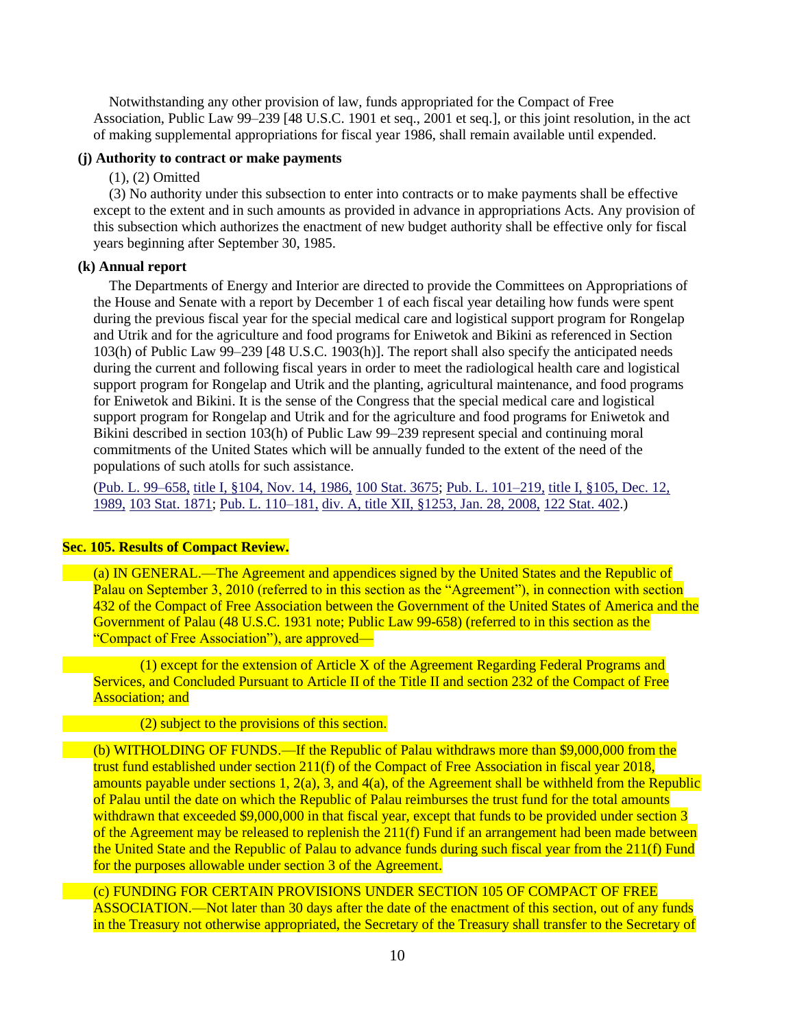Notwithstanding any other provision of law, funds appropriated for the Compact of Free Association, Public Law 99–239 [48 U.S.C. 1901 et seq., 2001 et seq.], or this joint resolution, in the act of making supplemental appropriations for fiscal year 1986, shall remain available until expended.

**(j) Authority to contract or make payments**

(1), (2) Omitted

(3) No authority under this subsection to enter into contracts or to make payments shall be effective except to the extent and in such amounts as provided in advance in appropriations Acts. Any provision of this subsection which authorizes the enactment of new budget authority shall be effective only for fiscal years beginning after September 30, 1985.

**(k) Annual report**

The Departments of Energy and Interior are directed to provide the Committees on Appropriations of the House and Senate with a report by December 1 of each fiscal year detailing how funds were spent during the previous fiscal year for the special medical care and logistical support program for Rongelap and Utrik and for the agriculture and food programs for Eniwetok and Bikini as referenced in Section 103(h) of Public Law 99–239 [48 U.S.C. 1903(h)]. The report shall also specify the anticipated needs during the current and following fiscal years in order to meet the radiological health care and logistical support program for Rongelap and Utrik and the planting, agricultural maintenance, and food programs for Eniwetok and Bikini. It is the sense of the Congress that the special medical care and logistical support program for Rongelap and Utrik and for the agriculture and food programs for Eniwetok and Bikini described in section 103(h) of Public Law 99–239 represent special and continuing moral commitments of the United States which will be annually funded to the extent of the need of the populations of such atolls for such assistance.

(Pub. L. 99–658, title I, §104, Nov. 14, 1986, 100 Stat. 3675; Pub. L. 101–219, title I, §105, Dec. 12, 1989, 103 Stat. 1871; Pub. L. 110–181, div. A, title XII, §1253, Jan. 28, 2008, 122 Stat. 402.)

**Sec. 105. Results of Compact Review.**

(a) IN GENERAL.—The Agreement and appendices signed by the United States and the Republic of Palau on September 3, 2010 (referred to in this section as the "Agreement"), in connection with section 432 of the Compact of Free Association between the Government of the United States of America and the Government of Palau (48 U.S.C. 1931 note; Public Law 99-658) (referred to in this section as the "Compact of Free Association"), are approved—

(1) except for the extension of Article X of the Agreement Regarding Federal Programs and Services, and Concluded Pursuant to Article II of the Title II and section 232 of the Compact of Free Association; and

(2) subject to the provisions of this section.

(b) WITHOLDING OF FUNDS.—If the Republic of Palau withdraws more than $9,000,000 from the trust fund established under section 211(f) of the Compact of Free Association in fiscal year 2018, amounts payable under sections 1, 2(a), 3, and 4(a), of the Agreement shall be withheld from the Republic of Palau until the date on which the Republic of Palau reimburses the trust fund for the total amounts withdrawn that exceeded $9,000,000 in that fiscal year, except that funds to be provided under section 3 of the Agreement may be released to replenish the 211(f) Fund if an arrangement had been made between the United State and the Republic of Palau to advance funds during such fiscal year from the 211(f) Fund for the purposes allowable under section 3 of the Agreement.

(c) FUNDING FOR CERTAIN PROVISIONS UNDER SECTION 105 OF COMPACT OF FREE ASSOCIATION.—Not later than 30 days after the date of the enactment of this section, out of any funds in the Treasury not otherwise appropriated, the Secretary of the Treasury shall transfer to the Secretary of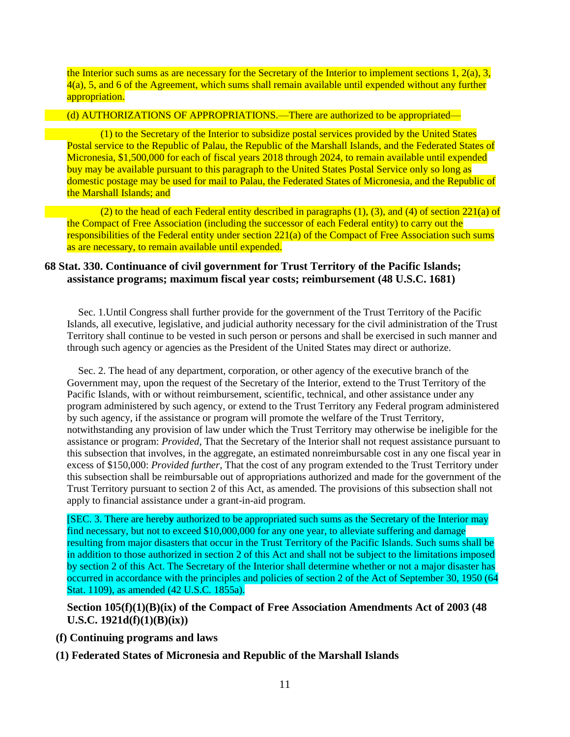the Interior such sums as are necessary for the Secretary of the Interior to implement sections 1, 2(a), 3, 4(a), 5, and 6 of the Agreement, which sums shall remain available until expended without any further appropriation.

(d) AUTHORIZATIONS OF APPROPRIATIONS.—There are authorized to be appropriated—

(1) to the Secretary of the Interior to subsidize postal services provided by the United States Postal service to the Republic of Palau, the Republic of the Marshall Islands, and the Federated States of Micronesia, $1,500,000 for each of fiscal years 2018 through 2024, to remain available until expended buy may be available pursuant to this paragraph to the United States Postal Service only so long as domestic postage may be used for mail to Palau, the Federated States of Micronesia, and the Republic of the Marshall Islands; and

(2) to the head of each Federal entity described in paragraphs (1), (3), and (4) of section 221(a) of the Compact of Free Association (including the successor of each Federal entity) to carry out the responsibilities of the Federal entity under section 221(a) of the Compact of Free Association such sums as are necessary, to remain available until expended.

### 68 Stat. 330. Continuance of civil government for Trust Territory of the Pacific Islands; assistance programs; maximum fiscal year costs; reimbursement (48 U.S.C. 1681)

Sec. 1.Until Congress shall further provide for the government of the Trust Territory of the Pacific Islands, all executive, legislative, and judicial authority necessary for the civil administration of the Trust Territory shall continue to be vested in such person or persons and shall be exercised in such manner and through such agency or agencies as the President of the United States may direct or authorize.

Sec. 2. The head of any department, corporation, or other agency of the executive branch of the Government may, upon the request of the Secretary of the Interior, extend to the Trust Territory of the Pacific Islands, with or without reimbursement, scientific, technical, and other assistance under any program administered by such agency, or extend to the Trust Territory any Federal program administered by such agency, if the assistance or program will promote the welfare of the Trust Territory, notwithstanding any provision of law under which the Trust Territory may otherwise be ineligible for the assistance or program: *Provided*, That the Secretary of the Interior shall not request assistance pursuant to this subsection that involves, in the aggregate, an estimated nonreimbursable cost in any one fiscal year in excess of $150,000: *Provided further*, That the cost of any program extended to the Trust Territory under this subsection shall be reimbursable out of appropriations authorized and made for the government of the Trust Territory pursuant to section 2 of this Act, as amended. The provisions of this subsection shall not apply to financial assistance under a grant-in-aid program.

[SEC. 3. There are hereby authorized to be appropriated such sums as the Secretary of the Interior may find necessary, but not to exceed $10,000,000 for any one year, to alleviate suffering and damage resulting from major disasters that occur in the Trust Territory of the Pacific Islands. Such sums shall be in addition to those authorized in section 2 of this Act and shall not be subject to the limitations imposed by section 2 of this Act. The Secretary of the Interior shall determine whether or not a major disaster has occurred in accordance with the principles and policies of section 2 of the Act of September 30, 1950 (64 Stat. 1109), as amended (42 U.S.C. 1855a).

### Section 105(f)(1)(B)(ix) of the Compact of Free Association Amendments Act of 2003 (48 U.S.C. 1921d(f)(1)(B)(ix))

**(f) Continuing programs and laws**

**(1) Federated States of Micronesia and Republic of the Marshall Islands**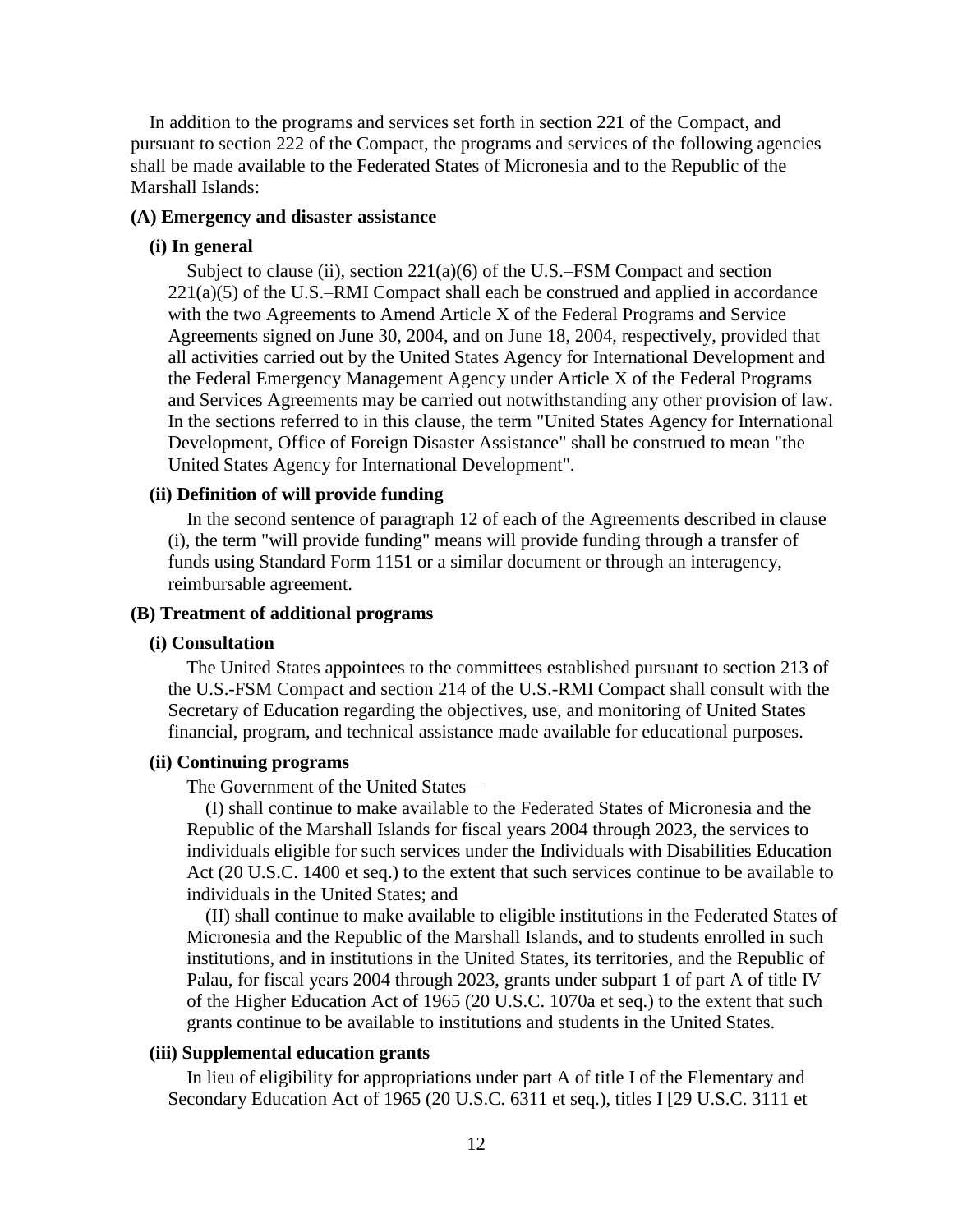In addition to the programs and services set forth in section 221 of the Compact, and pursuant to section 222 of the Compact, the programs and services of the following agencies shall be made available to the Federated States of Micronesia and to the Republic of the Marshall Islands:

**(A) Emergency and disaster assistance**

**(i) In general**

Subject to clause (ii), section 221(a)(6) of the U.S.–FSM Compact and section 221(a)(5) of the U.S.–RMI Compact shall each be construed and applied in accordance with the two Agreements to Amend Article X of the Federal Programs and Service Agreements signed on June 30, 2004, and on June 18, 2004, respectively, provided that all activities carried out by the United States Agency for International Development and the Federal Emergency Management Agency under Article X of the Federal Programs and Services Agreements may be carried out notwithstanding any other provision of law. In the sections referred to in this clause, the term "United States Agency for International Development, Office of Foreign Disaster Assistance" shall be construed to mean "the United States Agency for International Development".

**(ii) Definition of will provide funding**

In the second sentence of paragraph 12 of each of the Agreements described in clause (i), the term "will provide funding" means will provide funding through a transfer of funds using Standard Form 1151 or a similar document or through an interagency, reimbursable agreement.

**(B) Treatment of additional programs**

**(i) Consultation**

The United States appointees to the committees established pursuant to section 213 of the U.S.-FSM Compact and section 214 of the U.S.-RMI Compact shall consult with the Secretary of Education regarding the objectives, use, and monitoring of United States financial, program, and technical assistance made available for educational purposes.

**(ii) Continuing programs**

The Government of the United States—

(I) shall continue to make available to the Federated States of Micronesia and the Republic of the Marshall Islands for fiscal years 2004 through 2023, the services to individuals eligible for such services under the Individuals with Disabilities Education Act (20 U.S.C. 1400 et seq.) to the extent that such services continue to be available to individuals in the United States; and

(II) shall continue to make available to eligible institutions in the Federated States of Micronesia and the Republic of the Marshall Islands, and to students enrolled in such institutions, and in institutions in the United States, its territories, and the Republic of Palau, for fiscal years 2004 through 2023, grants under subpart 1 of part A of title IV of the Higher Education Act of 1965 (20 U.S.C. 1070a et seq.) to the extent that such grants continue to be available to institutions and students in the United States.

**(iii) Supplemental education grants**

In lieu of eligibility for appropriations under part A of title I of the Elementary and Secondary Education Act of 1965 (20 U.S.C. 6311 et seq.), titles I [29 U.S.C. 3111 et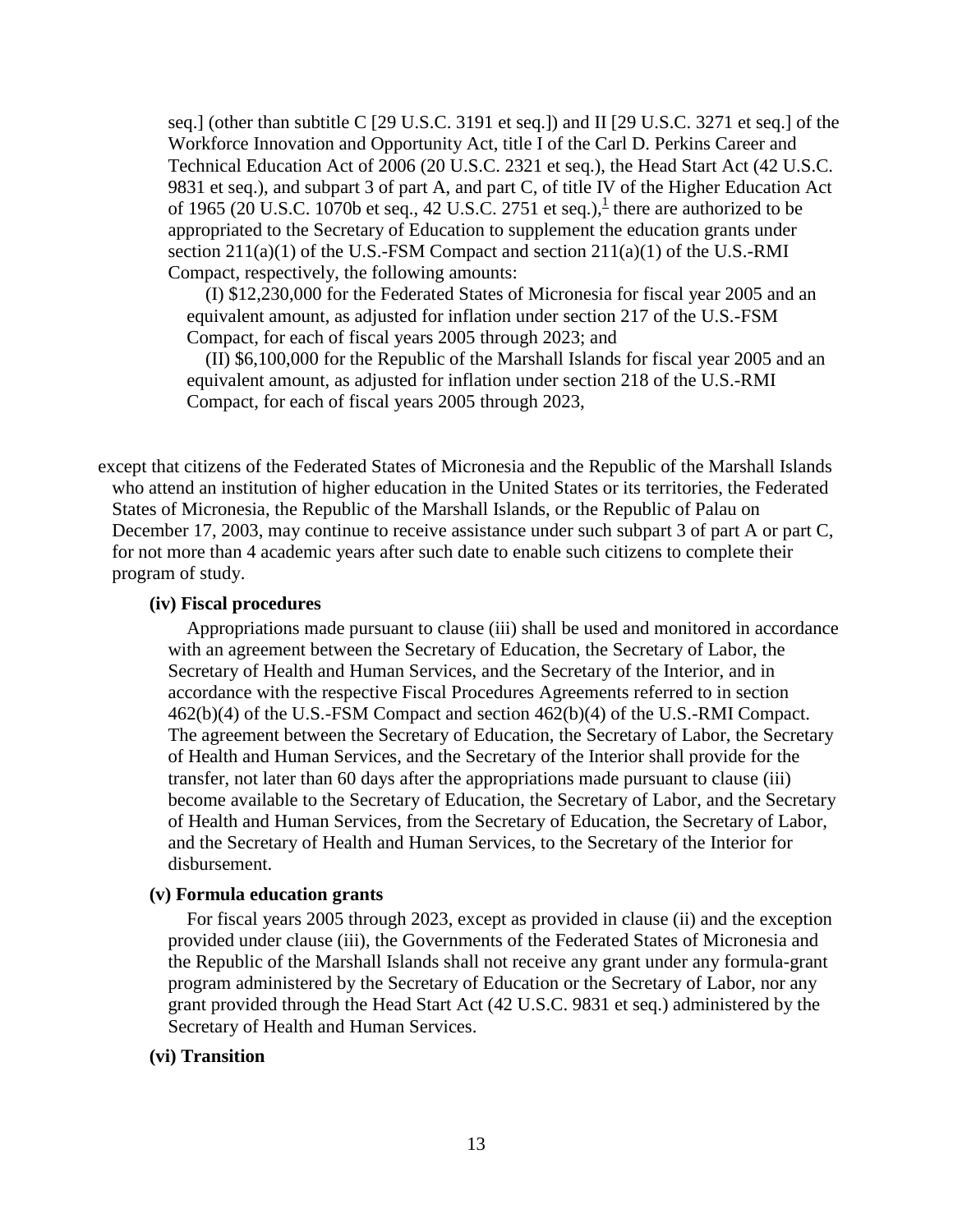seq.] (other than subtitle C [29 U.S.C. 3191 et seq.]) and II [29 U.S.C. 3271 et seq.] of the Workforce Innovation and Opportunity Act, title I of the Carl D. Perkins Career and Technical Education Act of 2006 (20 U.S.C. 2321 et seq.), the Head Start Act (42 U.S.C. 9831 et seq.), and subpart 3 of part A, and part C, of title IV of the Higher Education Act of 1965 (20 U.S.C. 1070b et seq., 42 U.S.C. 2751 et seq.),[1] there are authorized to be appropriated to the Secretary of Education to supplement the education grants under section 211(a)(1) of the U.S.-FSM Compact and section 211(a)(1) of the U.S.-RMI Compact, respectively, the following amounts:

(I) $12,230,000 for the Federated States of Micronesia for fiscal year 2005 and an equivalent amount, as adjusted for inflation under section 217 of the U.S.-FSM Compact, for each of fiscal years 2005 through 2023; and

(II) $6,100,000 for the Republic of the Marshall Islands for fiscal year 2005 and an equivalent amount, as adjusted for inflation under section 218 of the U.S.-RMI Compact, for each of fiscal years 2005 through 2023,

except that citizens of the Federated States of Micronesia and the Republic of the Marshall Islands who attend an institution of higher education in the United States or its territories, the Federated States of Micronesia, the Republic of the Marshall Islands, or the Republic of Palau on December 17, 2003, may continue to receive assistance under such subpart 3 of part A or part C, for not more than 4 academic years after such date to enable such citizens to complete their program of study.

**(iv) Fiscal procedures**

Appropriations made pursuant to clause (iii) shall be used and monitored in accordance with an agreement between the Secretary of Education, the Secretary of Labor, the Secretary of Health and Human Services, and the Secretary of the Interior, and in accordance with the respective Fiscal Procedures Agreements referred to in section 462(b)(4) of the U.S.-FSM Compact and section 462(b)(4) of the U.S.-RMI Compact. The agreement between the Secretary of Education, the Secretary of Labor, the Secretary of Health and Human Services, and the Secretary of the Interior shall provide for the transfer, not later than 60 days after the appropriations made pursuant to clause (iii) become available to the Secretary of Education, the Secretary of Labor, and the Secretary of Health and Human Services, from the Secretary of Education, the Secretary of Labor, and the Secretary of Health and Human Services, to the Secretary of the Interior for disbursement.

**(v) Formula education grants**

For fiscal years 2005 through 2023, except as provided in clause (ii) and the exception provided under clause (iii), the Governments of the Federated States of Micronesia and the Republic of the Marshall Islands shall not receive any grant under any formula-grant program administered by the Secretary of Education or the Secretary of Labor, nor any grant provided through the Head Start Act (42 U.S.C. 9831 et seq.) administered by the Secretary of Health and Human Services.

**(vi) Transition**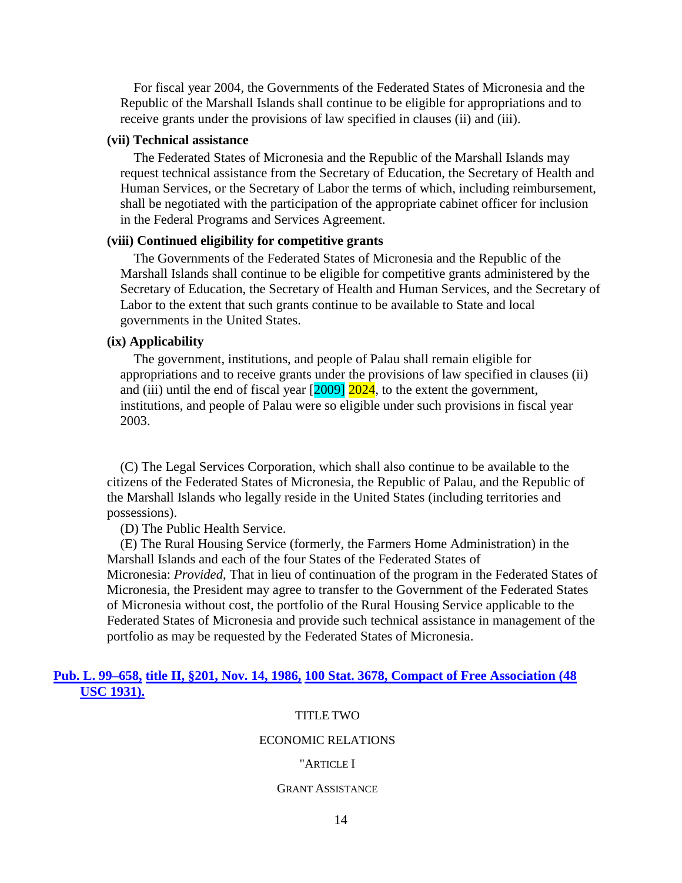For fiscal year 2004, the Governments of the Federated States of Micronesia and the Republic of the Marshall Islands shall continue to be eligible for appropriations and to receive grants under the provisions of law specified in clauses (ii) and (iii).

**(vii) Technical assistance**

The Federated States of Micronesia and the Republic of the Marshall Islands may request technical assistance from the Secretary of Education, the Secretary of Health and Human Services, or the Secretary of Labor the terms of which, including reimbursement, shall be negotiated with the participation of the appropriate cabinet officer for inclusion in the Federal Programs and Services Agreement.

**(viii) Continued eligibility for competitive grants**

The Governments of the Federated States of Micronesia and the Republic of the Marshall Islands shall continue to be eligible for competitive grants administered by the Secretary of Education, the Secretary of Health and Human Services, and the Secretary of Labor to the extent that such grants continue to be available to State and local governments in the United States.

**(ix) Applicability**

The government, institutions, and people of Palau shall remain eligible for appropriations and to receive grants under the provisions of law specified in clauses (ii) and (iii) until the end of fiscal year [2009] 2024, to the extent the government, institutions, and people of Palau were so eligible under such provisions in fiscal year 2003.

(C) The Legal Services Corporation, which shall also continue to be available to the citizens of the Federated States of Micronesia, the Republic of Palau, and the Republic of the Marshall Islands who legally reside in the United States (including territories and possessions).

(D) The Public Health Service.

(E) The Rural Housing Service (formerly, the Farmers Home Administration) in the Marshall Islands and each of the four States of the Federated States of Micronesia: *Provided*, That in lieu of continuation of the program in the Federated States of Micronesia, the President may agree to transfer to the Government of the Federated States of Micronesia without cost, the portfolio of the Rural Housing Service applicable to the Federated States of Micronesia and provide such technical assistance in management of the portfolio as may be requested by the Federated States of Micronesia.

**Pub. L. 99–658, title II, §201, Nov. 14, 1986, 100 Stat. 3678, Compact of Free Association (48 USC 1931).**

TITLE TWO

ECONOMIC RELATIONS

"ARTICLE I

GRANT ASSISTANCE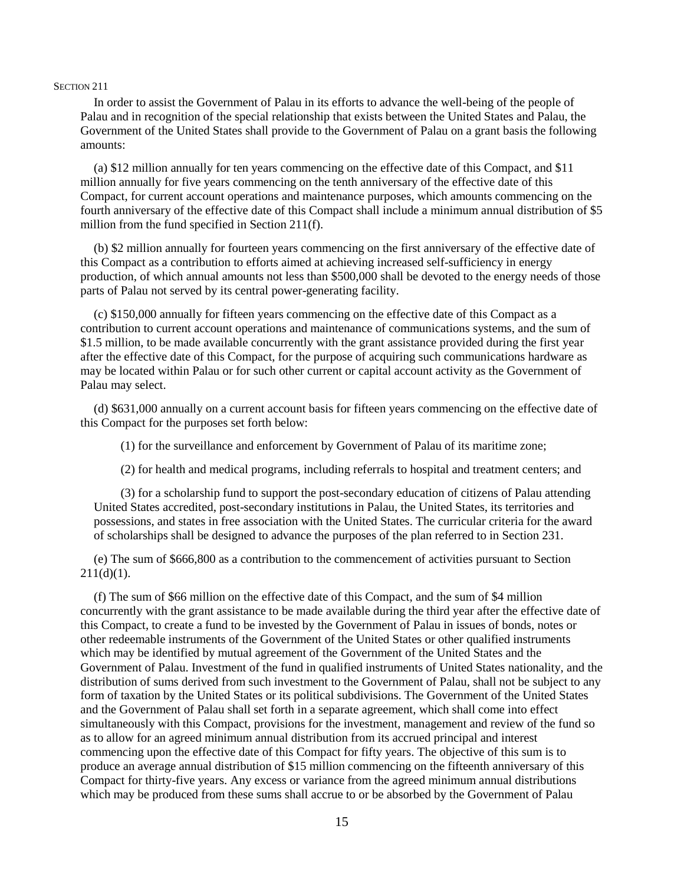Section 211

In order to assist the Government of Palau in its efforts to advance the well-being of the people of Palau and in recognition of the special relationship that exists between the United States and Palau, the Government of the United States shall provide to the Government of Palau on a grant basis the following amounts:

(a) $12 million annually for ten years commencing on the effective date of this Compact, and $11 million annually for five years commencing on the tenth anniversary of the effective date of this Compact, for current account operations and maintenance purposes, which amounts commencing on the fourth anniversary of the effective date of this Compact shall include a minimum annual distribution of $5 million from the fund specified in Section 211(f).

(b) $2 million annually for fourteen years commencing on the first anniversary of the effective date of this Compact as a contribution to efforts aimed at achieving increased self-sufficiency in energy production, of which annual amounts not less than $500,000 shall be devoted to the energy needs of those parts of Palau not served by its central power-generating facility.

(c) $150,000 annually for fifteen years commencing on the effective date of this Compact as a contribution to current account operations and maintenance of communications systems, and the sum of $1.5 million, to be made available concurrently with the grant assistance provided during the first year after the effective date of this Compact, for the purpose of acquiring such communications hardware as may be located within Palau or for such other current or capital account activity as the Government of Palau may select.

(d) $631,000 annually on a current account basis for fifteen years commencing on the effective date of this Compact for the purposes set forth below:

(1) for the surveillance and enforcement by Government of Palau of its maritime zone;

(2) for health and medical programs, including referrals to hospital and treatment centers; and

(3) for a scholarship fund to support the post-secondary education of citizens of Palau attending United States accredited, post-secondary institutions in Palau, the United States, its territories and possessions, and states in free association with the United States. The curricular criteria for the award of scholarships shall be designed to advance the purposes of the plan referred to in Section 231.

(e) The sum of $666,800 as a contribution to the commencement of activities pursuant to Section 211(d)(1).

(f) The sum of $66 million on the effective date of this Compact, and the sum of $4 million concurrently with the grant assistance to be made available during the third year after the effective date of this Compact, to create a fund to be invested by the Government of Palau in issues of bonds, notes or other redeemable instruments of the Government of the United States or other qualified instruments which may be identified by mutual agreement of the Government of the United States and the Government of Palau. Investment of the fund in qualified instruments of United States nationality, and the distribution of sums derived from such investment to the Government of Palau, shall not be subject to any form of taxation by the United States or its political subdivisions. The Government of the United States and the Government of Palau shall set forth in a separate agreement, which shall come into effect simultaneously with this Compact, provisions for the investment, management and review of the fund so as to allow for an agreed minimum annual distribution from its accrued principal and interest commencing upon the effective date of this Compact for fifty years. The objective of this sum is to produce an average annual distribution of $15 million commencing on the fifteenth anniversary of this Compact for thirty-five years. Any excess or variance from the agreed minimum annual distributions which may be produced from these sums shall accrue to or be absorbed by the Government of Palau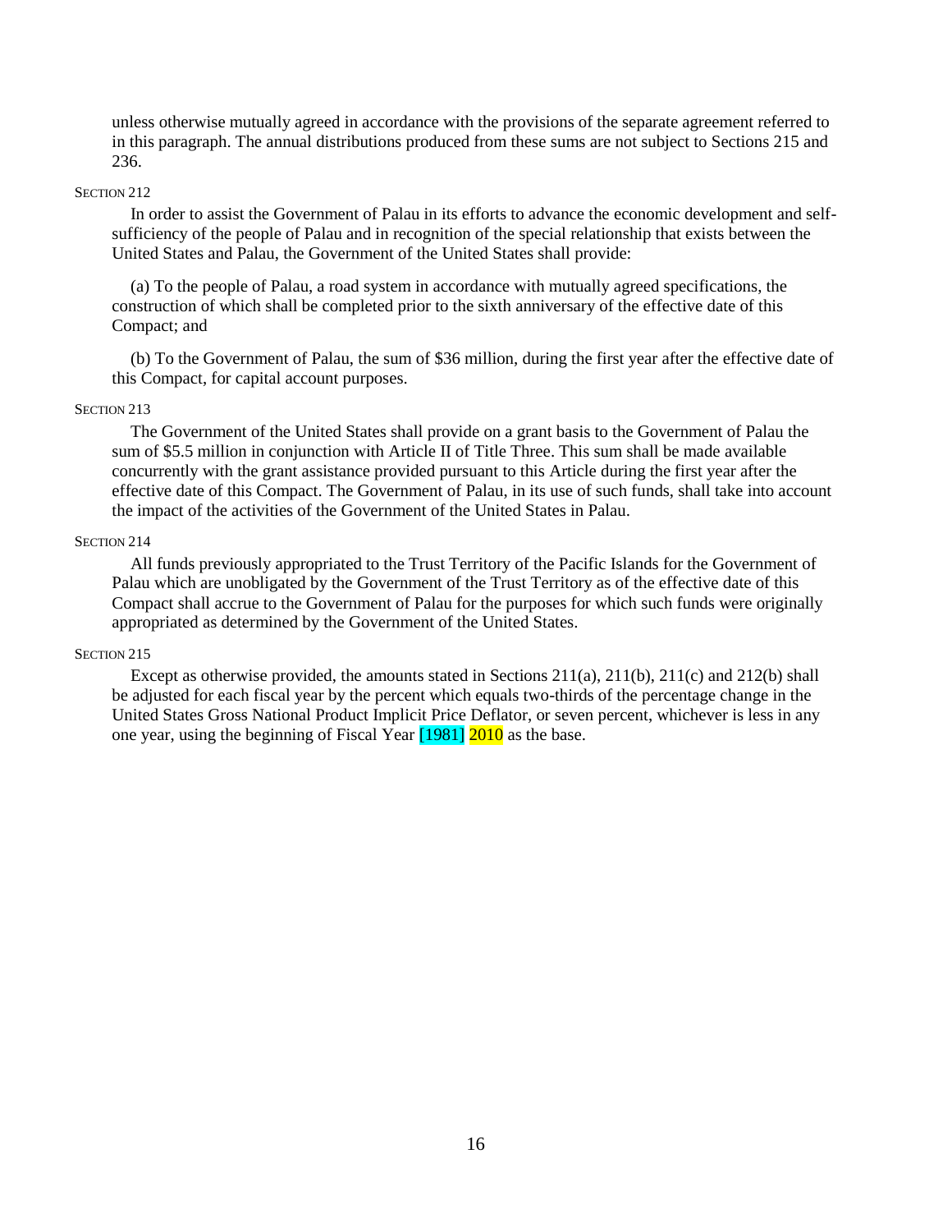unless otherwise mutually agreed in accordance with the provisions of the separate agreement referred to in this paragraph. The annual distributions produced from these sums are not subject to Sections 215 and 236.

SECTION 212

In order to assist the Government of Palau in its efforts to advance the economic development and self-sufficiency of the people of Palau and in recognition of the special relationship that exists between the United States and Palau, the Government of the United States shall provide:

(a) To the people of Palau, a road system in accordance with mutually agreed specifications, the construction of which shall be completed prior to the sixth anniversary of the effective date of this Compact; and

(b) To the Government of Palau, the sum of $36 million, during the first year after the effective date of this Compact, for capital account purposes.

SECTION 213

The Government of the United States shall provide on a grant basis to the Government of Palau the sum of $5.5 million in conjunction with Article II of Title Three. This sum shall be made available concurrently with the grant assistance provided pursuant to this Article during the first year after the effective date of this Compact. The Government of Palau, in its use of such funds, shall take into account the impact of the activities of the Government of the United States in Palau.

SECTION 214

All funds previously appropriated to the Trust Territory of the Pacific Islands for the Government of Palau which are unobligated by the Government of the Trust Territory as of the effective date of this Compact shall accrue to the Government of Palau for the purposes for which such funds were originally appropriated as determined by the Government of the United States.

SECTION 215

Except as otherwise provided, the amounts stated in Sections 211(a), 211(b), 211(c) and 212(b) shall be adjusted for each fiscal year by the percent which equals two-thirds of the percentage change in the United States Gross National Product Implicit Price Deflator, or seven percent, whichever is less in any one year, using the beginning of Fiscal Year [1981] 2010 as the base.